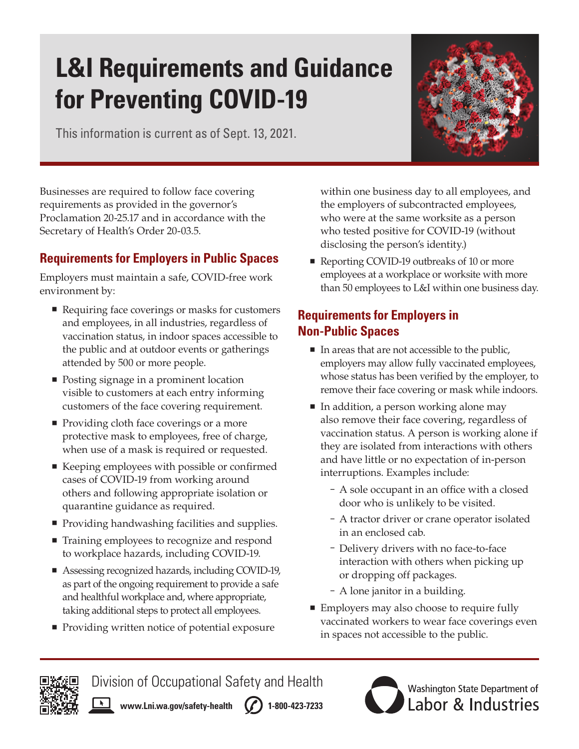# L&I Requirements and Guidance for Preventing COVID-19

This information is current as of Sept. 13, 2021.

Businesses are required to follow face covering requirements as provided in the governor's Proclamation 20-25.17 and in accordance with the Secretary of Health's Order 20-03.5.

## Requirements for Employers in Public Spaces

Employers must maintain a safe, COVID-free work environment by:

- Requiring face coverings or masks for customers and employees, in all industries, regardless of vaccination status, in indoor spaces accessible to the public and at outdoor events or gatherings attended by 500 or more people.
- Posting signage in a prominent location visible to customers at each entry informing customers of the face covering requirement.
- Providing cloth face coverings or a more protective mask to employees, free of charge, when use of a mask is required or requested.
- Keeping employees with possible or confirmed cases of COVID-19 from working around others and following appropriate isolation or quarantine guidance as required.
- Providing handwashing facilities and supplies.
- Training employees to recognize and respond to workplace hazards, including COVID-19.
- Assessing recognized hazards, including COVID-19, as part of the ongoing requirement to provide a safe and healthful workplace and, where appropriate, taking additional steps to protect all employees.
- Providing written notice of potential exposure within one business day to all employees, and the employers of subcontracted employees, who were at the same worksite as a person who tested positive for COVID-19 (without disclosing the person's identity.)
- Reporting COVID-19 outbreaks of 10 or more employees at a workplace or worksite with more than 50 employees to L&I within one business day.

## Requirements for Employers in Non-Public Spaces

- In areas that are not accessible to the public, employers may allow fully vaccinated employees, whose status has been verified by the employer, to remove their face covering or mask while indoors.
- In addition, a person working alone may also remove their face covering, regardless of vaccination status. A person is working alone if they are isolated from interactions with others and have little or no expectation of in-person interruptions. Examples include:
  - A sole occupant in an office with a closed door who is unlikely to be visited.
  - A tractor driver or crane operator isolated in an enclosed cab.
  - Delivery drivers with no face-to-face interaction with others when picking up or dropping off packages.
  - A lone janitor in a building.
- Employers may also choose to require fully vaccinated workers to wear face coverings even in spaces not accessible to the public.

Division of Occupational Safety and Health

**www.Lni.wa.gov/safety-health** **1-800-423-7233**

Washington State Department of Labor & Industries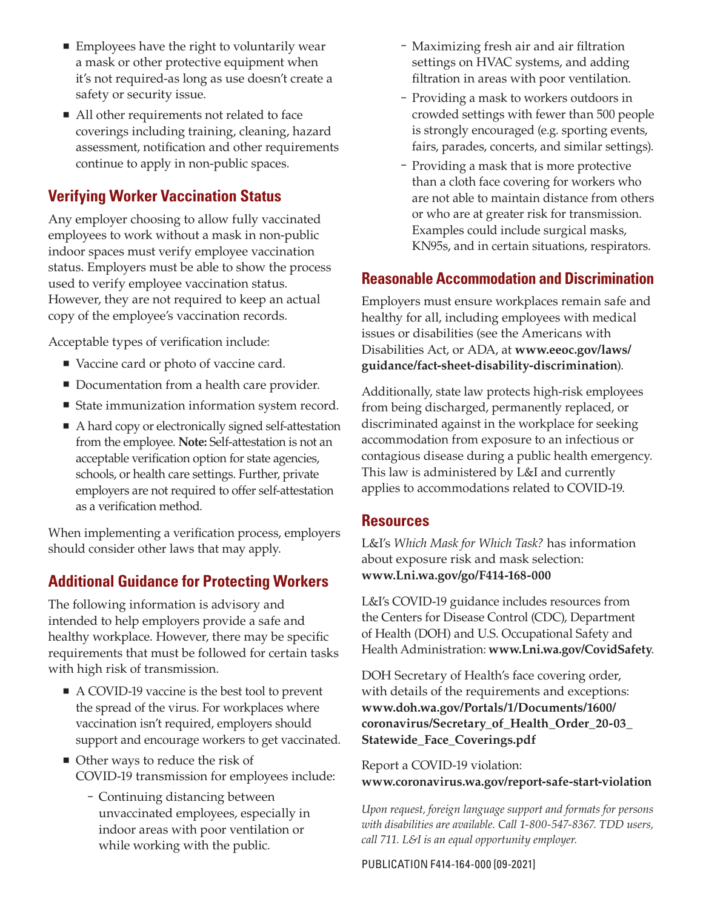- Employees have the right to voluntarily wear a mask or other protective equipment when it's not required-as long as use doesn't create a safety or security issue.
- All other requirements not related to face coverings including training, cleaning, hazard assessment, notification and other requirements continue to apply in non-public spaces.

## Verifying Worker Vaccination Status

Any employer choosing to allow fully vaccinated employees to work without a mask in non-public indoor spaces must verify employee vaccination status. Employers must be able to show the process used to verify employee vaccination status. However, they are not required to keep an actual copy of the employee's vaccination records.

Acceptable types of verification include:

- Vaccine card or photo of vaccine card.
- Documentation from a health care provider.
- State immunization information system record.
- A hard copy or electronically signed self-attestation from the employee. **Note:** Self-attestation is not an acceptable verification option for state agencies, schools, or health care settings. Further, private employers are not required to offer self-attestation as a verification method.

When implementing a verification process, employers should consider other laws that may apply.

## Additional Guidance for Protecting Workers

The following information is advisory and intended to help employers provide a safe and healthy workplace. However, there may be specific requirements that must be followed for certain tasks with high risk of transmission.

- A COVID-19 vaccine is the best tool to prevent the spread of the virus. For workplaces where vaccination isn't required, employers should support and encourage workers to get vaccinated.
- Other ways to reduce the risk of COVID-19 transmission for employees include:
  - Continuing distancing between unvaccinated employees, especially in indoor areas with poor ventilation or while working with the public.
  - Maximizing fresh air and air filtration settings on HVAC systems, and adding filtration in areas with poor ventilation.
  - Providing a mask to workers outdoors in crowded settings with fewer than 500 people is strongly encouraged (e.g. sporting events, fairs, parades, concerts, and similar settings).
  - Providing a mask that is more protective than a cloth face covering for workers who are not able to maintain distance from others or who are at greater risk for transmission. Examples could include surgical masks, KN95s, and in certain situations, respirators.

## Reasonable Accommodation and Discrimination

Employers must ensure workplaces remain safe and healthy for all, including employees with medical issues or disabilities (see the Americans with Disabilities Act, or ADA, at **www.eeoc.gov/laws/guidance/fact-sheet-disability-discrimination**).

Additionally, state law protects high-risk employees from being discharged, permanently replaced, or discriminated against in the workplace for seeking accommodation from exposure to an infectious or contagious disease during a public health emergency. This law is administered by L&I and currently applies to accommodations related to COVID-19.

## Resources

L&I's *Which Mask for Which Task?* has information about exposure risk and mask selection: **www.Lni.wa.gov/go/F414-168-000**

L&I's COVID-19 guidance includes resources from the Centers for Disease Control (CDC), Department of Health (DOH) and U.S. Occupational Safety and Health Administration: **www.Lni.wa.gov/CovidSafety**.

DOH Secretary of Health's face covering order, with details of the requirements and exceptions: **www.doh.wa.gov/Portals/1/Documents/1600/coronavirus/Secretary_of_Health_Order_20-03_Statewide_Face_Coverings.pdf**

Report a COVID-19 violation: **www.coronavirus.wa.gov/report-safe-start-violation**

*Upon request, foreign language support and formats for persons with disabilities are available. Call 1-800-547-8367. TDD users, call 711. L&I is an equal opportunity employer.*

PUBLICATION F414-164-000 [09-2021]